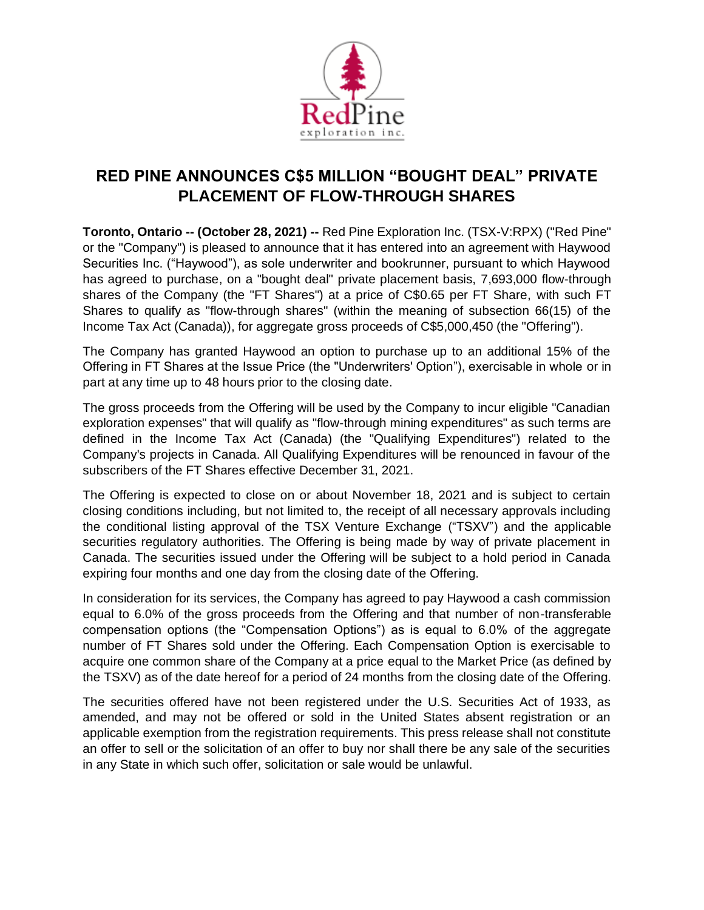# RED PINE ANNOUNCES C$5 MILLION "BOUGHT DEAL" PRIVATE PLACEMENT OF FLOW-THROUGH SHARES

**Toronto, Ontario -- (October 28, 2021) --** Red Pine Exploration Inc. (TSX-V:RPX) ("Red Pine" or the "Company") is pleased to announce that it has entered into an agreement with Haywood Securities Inc. ("Haywood"), as sole underwriter and bookrunner, pursuant to which Haywood has agreed to purchase, on a "bought deal" private placement basis, 7,693,000 flow-through shares of the Company (the "FT Shares") at a price of C$0.65 per FT Share, with such FT Shares to qualify as "flow-through shares" (within the meaning of subsection 66(15) of the Income Tax Act (Canada)), for aggregate gross proceeds of C$5,000,450 (the "Offering").

The Company has granted Haywood an option to purchase up to an additional 15% of the Offering in FT Shares at the Issue Price (the "Underwriters' Option"), exercisable in whole or in part at any time up to 48 hours prior to the closing date.

The gross proceeds from the Offering will be used by the Company to incur eligible "Canadian exploration expenses" that will qualify as "flow-through mining expenditures" as such terms are defined in the Income Tax Act (Canada) (the "Qualifying Expenditures") related to the Company's projects in Canada. All Qualifying Expenditures will be renounced in favour of the subscribers of the FT Shares effective December 31, 2021.

The Offering is expected to close on or about November 18, 2021 and is subject to certain closing conditions including, but not limited to, the receipt of all necessary approvals including the conditional listing approval of the TSX Venture Exchange ("TSXV") and the applicable securities regulatory authorities. The Offering is being made by way of private placement in Canada. The securities issued under the Offering will be subject to a hold period in Canada expiring four months and one day from the closing date of the Offering.

In consideration for its services, the Company has agreed to pay Haywood a cash commission equal to 6.0% of the gross proceeds from the Offering and that number of non-transferable compensation options (the "Compensation Options") as is equal to 6.0% of the aggregate number of FT Shares sold under the Offering. Each Compensation Option is exercisable to acquire one common share of the Company at a price equal to the Market Price (as defined by the TSXV) as of the date hereof for a period of 24 months from the closing date of the Offering.

The securities offered have not been registered under the U.S. Securities Act of 1933, as amended, and may not be offered or sold in the United States absent registration or an applicable exemption from the registration requirements. This press release shall not constitute an offer to sell or the solicitation of an offer to buy nor shall there be any sale of the securities in any State in which such offer, solicitation or sale would be unlawful.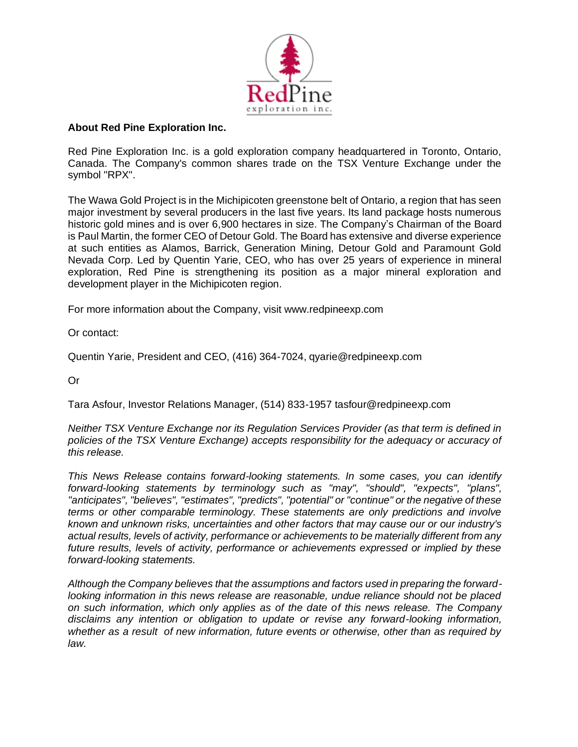**About Red Pine Exploration Inc.**

Red Pine Exploration Inc. is a gold exploration company headquartered in Toronto, Ontario, Canada. The Company's common shares trade on the TSX Venture Exchange under the symbol "RPX".

The Wawa Gold Project is in the Michipicoten greenstone belt of Ontario, a region that has seen major investment by several producers in the last five years. Its land package hosts numerous historic gold mines and is over 6,900 hectares in size. The Company's Chairman of the Board is Paul Martin, the former CEO of Detour Gold. The Board has extensive and diverse experience at such entities as Alamos, Barrick, Generation Mining, Detour Gold and Paramount Gold Nevada Corp. Led by Quentin Yarie, CEO, who has over 25 years of experience in mineral exploration, Red Pine is strengthening its position as a major mineral exploration and development player in the Michipicoten region.

For more information about the Company, visit www.redpineexp.com

Or contact:

Quentin Yarie, President and CEO, (416) 364-7024, qyarie@redpineexp.com

Or

Tara Asfour, Investor Relations Manager, (514) 833-1957 tasfour@redpineexp.com

*Neither TSX Venture Exchange nor its Regulation Services Provider (as that term is defined in policies of the TSX Venture Exchange) accepts responsibility for the adequacy or accuracy of this release.*

*This News Release contains forward-looking statements. In some cases, you can identify forward-looking statements by terminology such as "may", "should", "expects", "plans", "anticipates", "believes", "estimates", "predicts", "potential" or "continue" or the negative of these terms or other comparable terminology. These statements are only predictions and involve known and unknown risks, uncertainties and other factors that may cause our or our industry's actual results, levels of activity, performance or achievements to be materially different from any future results, levels of activity, performance or achievements expressed or implied by these forward-looking statements.*

*Although the Company believes that the assumptions and factors used in preparing the forward-looking information in this news release are reasonable, undue reliance should not be placed on such information, which only applies as of the date of this news release. The Company disclaims any intention or obligation to update or revise any forward-looking information, whether as a result of new information, future events or otherwise, other than as required by law.*